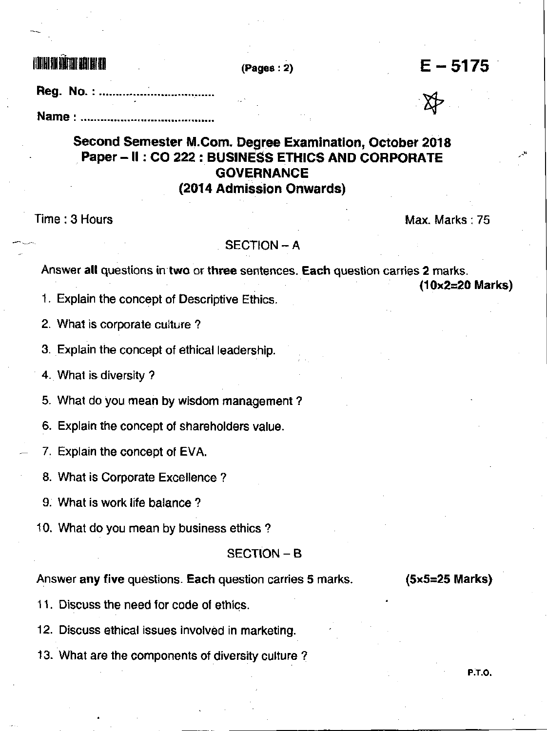(Pages : 2)

**E – 5175**

Reg. No. : ..................................

Name : ........................................

## Second Semester M.Com. Degree Examination, October 2018
## Paper – II : CO 222 : BUSINESS ETHICS AND CORPORATE GOVERNANCE
## (2014 Admission Onwards)

Time : 3 Hours

Max. Marks : 75

### SECTION – A

Answer **all** questions in **two** or **three** sentences. **Each** question carries **2** marks.

**(10x2=20 Marks)**

1. Explain the concept of Descriptive Ethics.
2. What is corporate culture ?
3. Explain the concept of ethical leadership.
4. What is diversity ?
5. What do you mean by wisdom management ?
6. Explain the concept of shareholders value.
7. Explain the concept of EVA.
8. What is Corporate Excellence ?
9. What is work life balance ?
10. What do you mean by business ethics ?

### SECTION – B

Answer **any five** questions. **Each** question carries 5 marks.

**(5x5=25 Marks)**

11. Discuss the need for code of ethics.
12. Discuss ethical issues involved in marketing.
13. What are the components of diversity culture ?

P.T.O.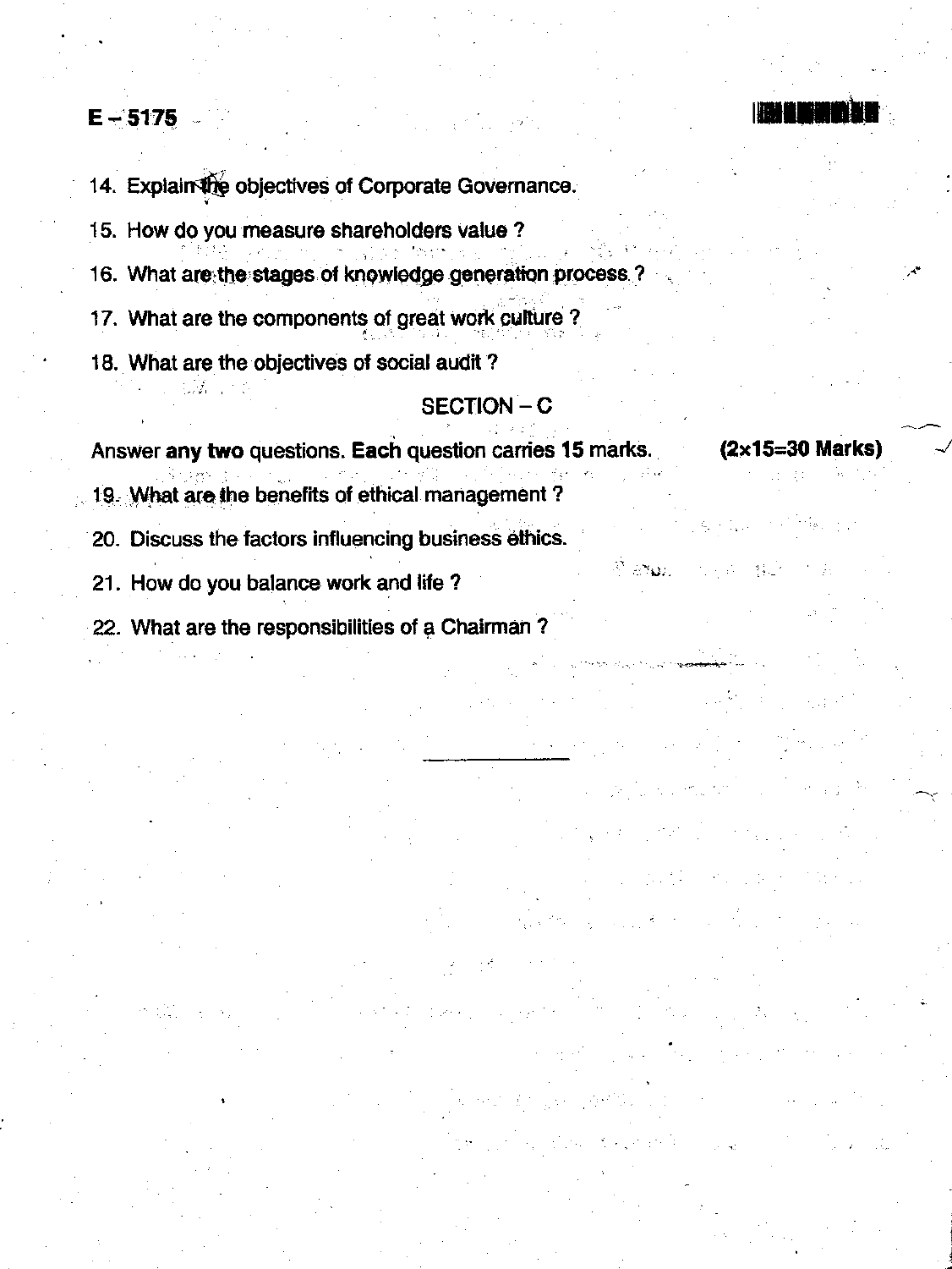14. Explain the objectives of Corporate Governance.

15. How do you measure shareholders value ?

16. What are the stages of knowledge generation process ?

17. What are the components of great work culture ?

18. What are the objectives of social audit ?

## SECTION – C

Answer **any two** questions. **Each** question carries **15** marks. **(2×15=30 Marks)**

19. What are the benefits of ethical management ?

20. Discuss the factors influencing business ethics.

21. How do you balance work and life ?

22. What are the responsibilities of a Chairman ?

---